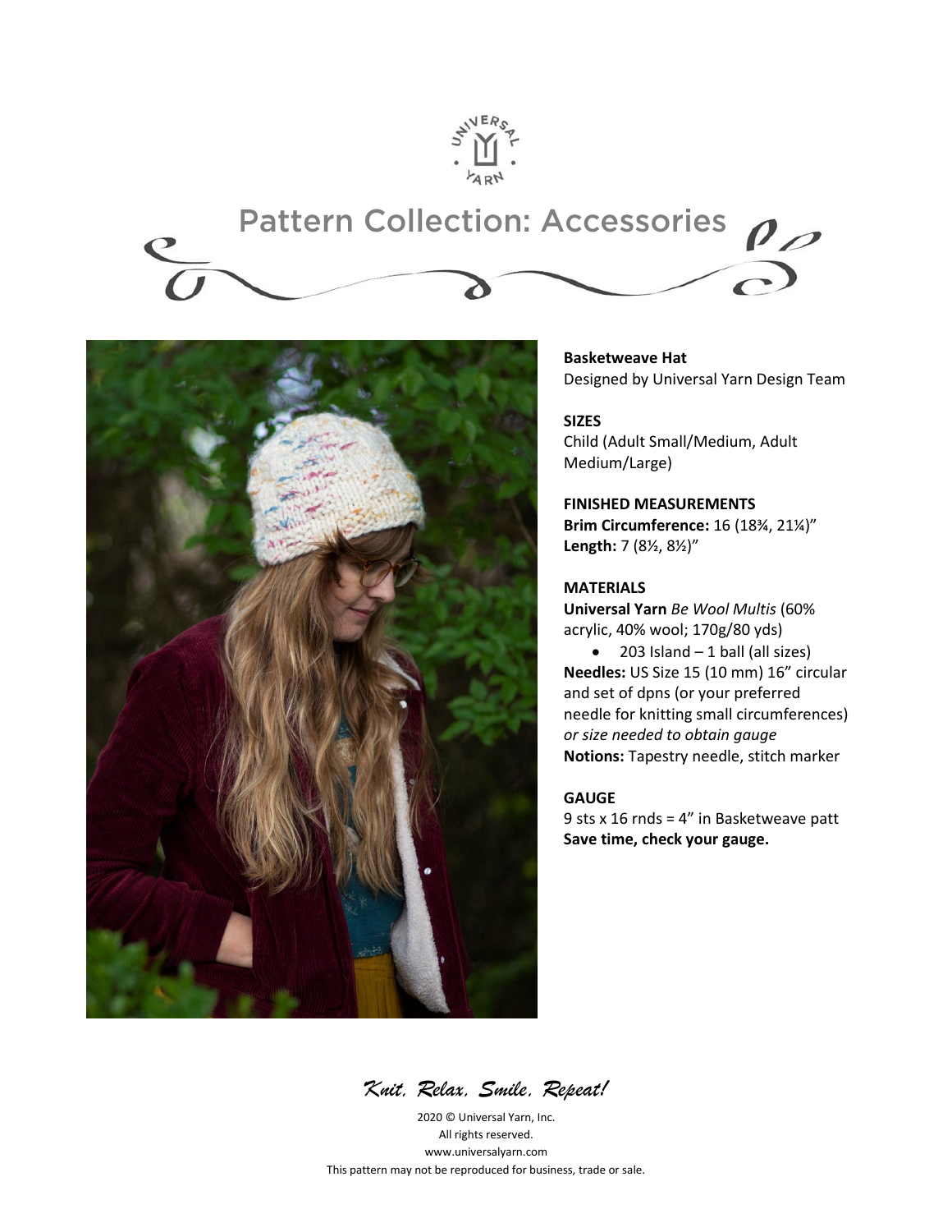# Pattern Collection: Accessories

**Basketweave Hat**
Designed by Universal Yarn Design Team

**SIZES**
Child (Adult Small/Medium, Adult Medium/Large)

**FINISHED MEASUREMENTS**
**Brim Circumference:** 16 (18¾, 21¼)"
**Length:** 7 (8½, 8½)"

**MATERIALS**
**Universal Yarn** *Be Wool Multis* (60% acrylic, 40% wool; 170g/80 yds)

- 203 Island – 1 ball (all sizes)

**Needles:** US Size 15 (10 mm) 16" circular and set of dpns (or your preferred needle for knitting small circumferences) *or size needed to obtain gauge*
**Notions:** Tapestry needle, stitch marker

**GAUGE**
9 sts x 16 rnds = 4" in Basketweave patt
**Save time, check your gauge.**

*Knit, Relax, Smile, Repeat!*

2020 © Universal Yarn, Inc.
All rights reserved.
www.universalyarn.com
This pattern may not be reproduced for business, trade or sale.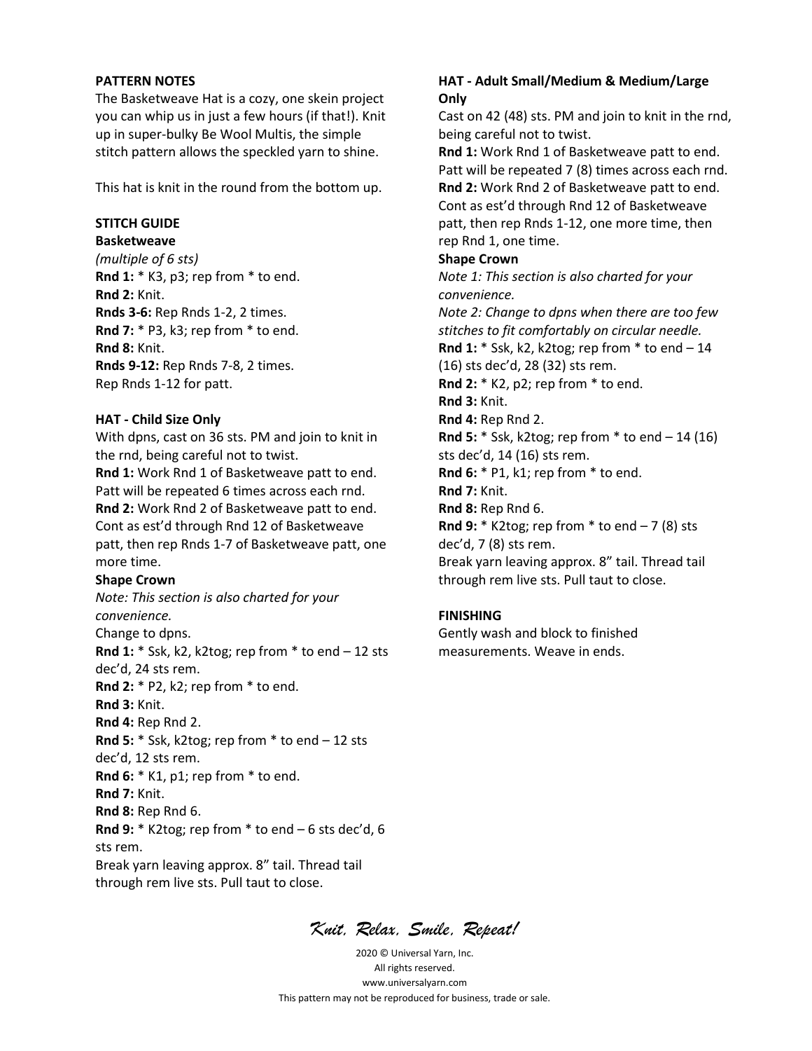**PATTERN NOTES**

The Basketweave Hat is a cozy, one skein project you can whip us in just a few hours (if that!). Knit up in super-bulky Be Wool Multis, the simple stitch pattern allows the speckled yarn to shine.

This hat is knit in the round from the bottom up.

**STITCH GUIDE**

**Basketweave**

*(multiple of 6 sts)*

**Rnd 1:** * K3, p3; rep from * to end.

**Rnd 2:** Knit.

**Rnds 3-6:** Rep Rnds 1-2, 2 times.

**Rnd 7:** * P3, k3; rep from * to end.

**Rnd 8:** Knit.

**Rnds 9-12:** Rep Rnds 7-8, 2 times.

Rep Rnds 1-12 for patt.

**HAT - Child Size Only**

With dpns, cast on 36 sts. PM and join to knit in the rnd, being careful not to twist.

**Rnd 1:** Work Rnd 1 of Basketweave patt to end. Patt will be repeated 6 times across each rnd.

**Rnd 2:** Work Rnd 2 of Basketweave patt to end. Cont as est'd through Rnd 12 of Basketweave patt, then rep Rnds 1-7 of Basketweave patt, one more time.

**Shape Crown**

*Note: This section is also charted for your convenience.*

Change to dpns.

**Rnd 1:** * Ssk, k2, k2tog; rep from * to end – 12 sts dec'd, 24 sts rem.

**Rnd 2:** * P2, k2; rep from * to end.

**Rnd 3:** Knit.

**Rnd 4:** Rep Rnd 2.

**Rnd 5:** * Ssk, k2tog; rep from * to end – 12 sts dec'd, 12 sts rem.

**Rnd 6:** * K1, p1; rep from * to end.

**Rnd 7:** Knit.

**Rnd 8:** Rep Rnd 6.

**Rnd 9:** * K2tog; rep from * to end – 6 sts dec'd, 6 sts rem.

Break yarn leaving approx. 8" tail. Thread tail through rem live sts. Pull taut to close.

**HAT - Adult Small/Medium & Medium/Large Only**

Cast on 42 (48) sts. PM and join to knit in the rnd, being careful not to twist.

**Rnd 1:** Work Rnd 1 of Basketweave patt to end. Patt will be repeated 7 (8) times across each rnd.

**Rnd 2:** Work Rnd 2 of Basketweave patt to end. Cont as est'd through Rnd 12 of Basketweave patt, then rep Rnds 1-12, one more time, then rep Rnd 1, one time.

**Shape Crown**

*Note 1: This section is also charted for your convenience.*

*Note 2: Change to dpns when there are too few stitches to fit comfortably on circular needle.*

**Rnd 1:** * Ssk, k2, k2tog; rep from * to end – 14 (16) sts dec'd, 28 (32) sts rem.

**Rnd 2:** * K2, p2; rep from * to end.

**Rnd 3:** Knit.

**Rnd 4:** Rep Rnd 2.

**Rnd 5:** * Ssk, k2tog; rep from * to end – 14 (16) sts dec'd, 14 (16) sts rem.

**Rnd 6:** * P1, k1; rep from * to end.

**Rnd 7:** Knit.

**Rnd 8:** Rep Rnd 6.

**Rnd 9:** * K2tog; rep from * to end – 7 (8) sts dec'd, 7 (8) sts rem.

Break yarn leaving approx. 8" tail. Thread tail through rem live sts. Pull taut to close.

**FINISHING**

Gently wash and block to finished measurements. Weave in ends.

*Knit, Relax, Smile, Repeat!*

2020 © Universal Yarn, Inc.
All rights reserved.
www.universalyarn.com
This pattern may not be reproduced for business, trade or sale.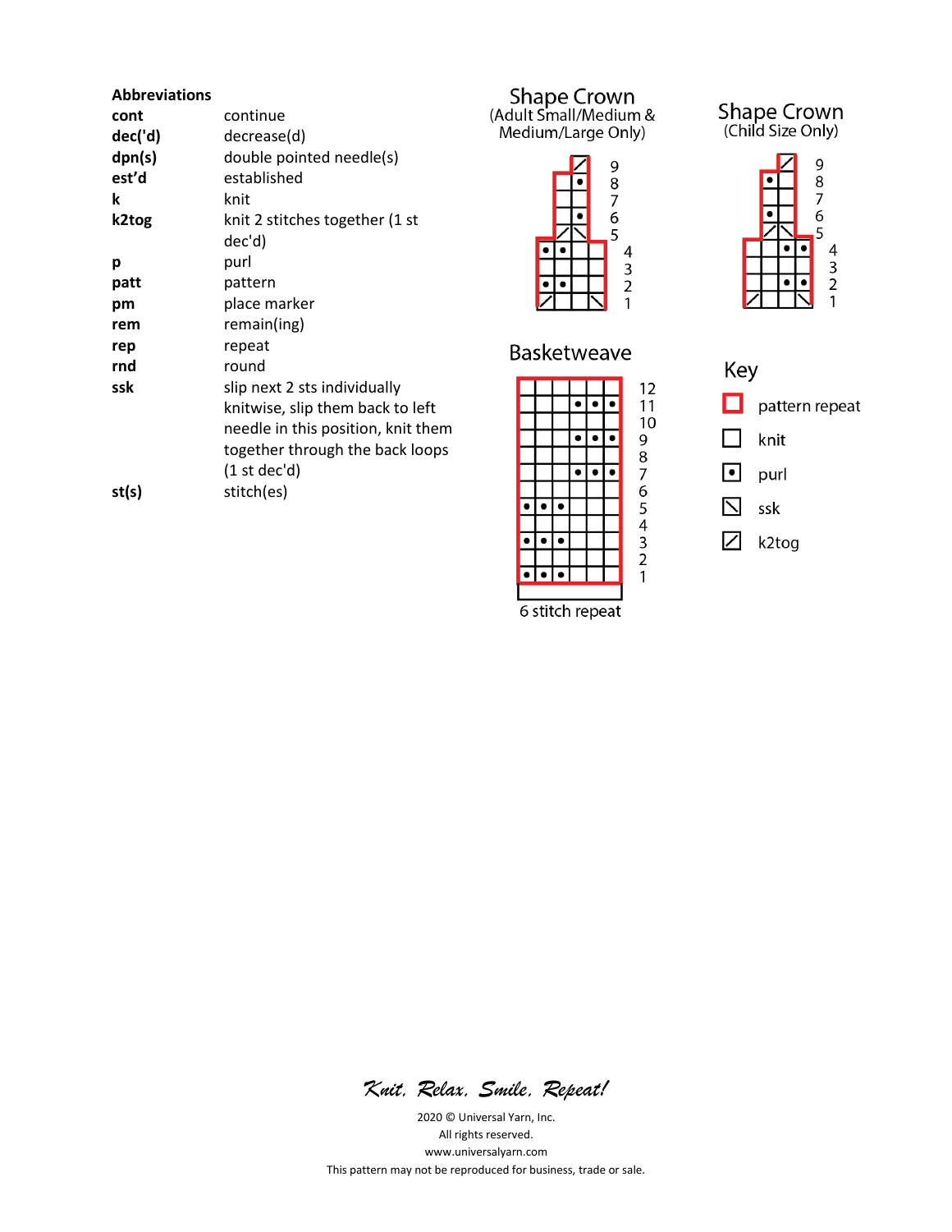## Abbreviations

| | |
|---|---|
| **cont** | continue |
| **dec('d)** | decrease(d) |
| **dpn(s)** | double pointed needle(s) |
| **est'd** | established |
| **k** | knit |
| **k2tog** | knit 2 stitches together (1 st dec'd) |
| **p** | purl |
| **patt** | pattern |
| **pm** | place marker |
| **rem** | remain(ing) |
| **rep** | repeat |
| **rnd** | round |
| **ssk** | slip next 2 sts individually knitwise, slip them back to left needle in this position, knit them together through the back loops (1 st dec'd) |
| **st(s)** | stitch(es) |

## Shape Crown
(Adult Small/Medium & Medium/Large Only)

9
8
7
6
5
4
3
2
1

## Shape Crown
(Child Size Only)

9
8
7
6
5
4
3
2
1

## Basketweave

12
11
10
9
8
7
6
5
4
3
2
1

6 stitch repeat

## Key

- pattern repeat
- knit
- purl
- ssk
- k2tog

*Knit. Relax. Smile. Repeat!*

2020 © Universal Yarn, Inc.
All rights reserved.
www.universalyarn.com
This pattern may not be reproduced for business, trade or sale.